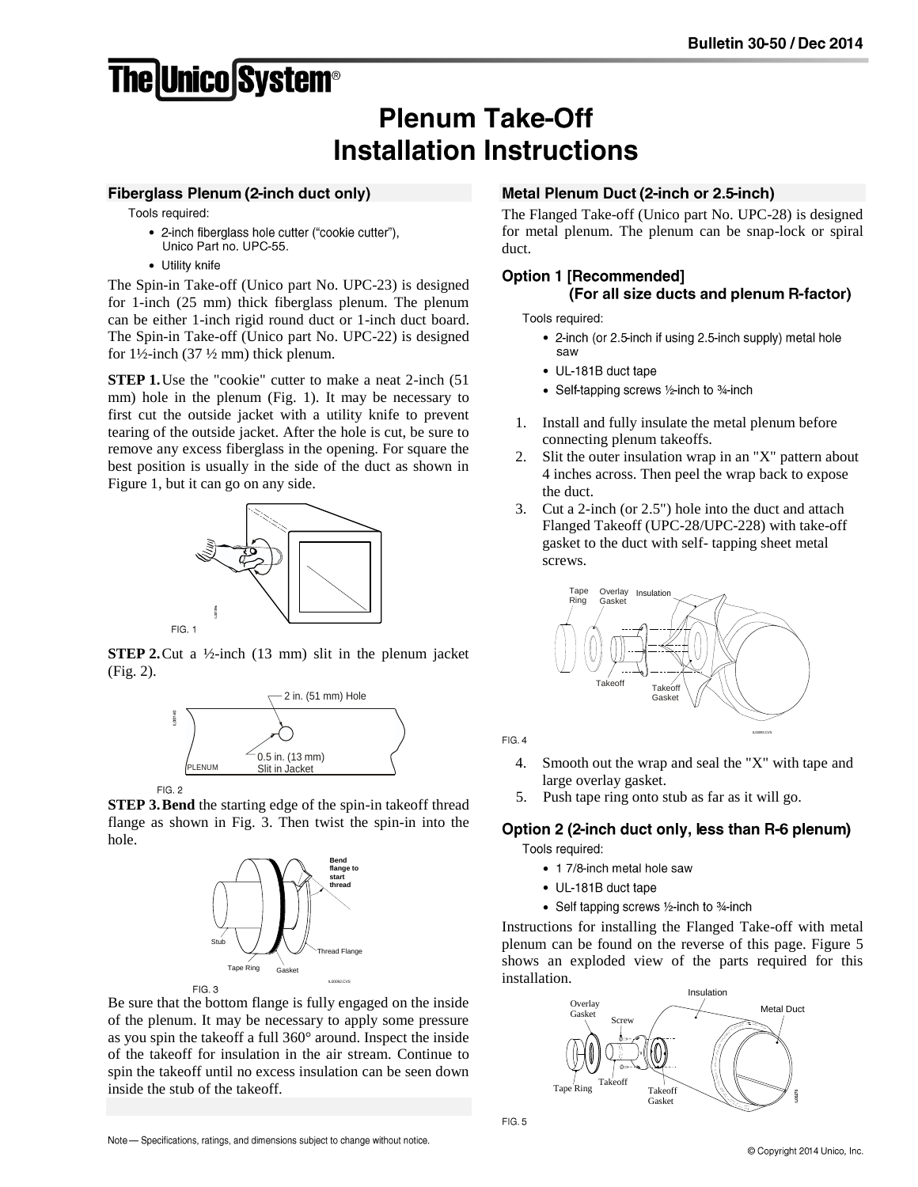# Plenum Take-Off Installation Instructions

## Fiberglass Plenum (2-inch duct only)

Tools required:

- 2-inch fiberglass hole cutter ("cookie cutter"), Unico Part no. UPC-55.
- Utility knife

The Spin-in Take-off (Unico part No. UPC-23) is designed for 1-inch (25 mm) thick fiberglass plenum. The plenum can be either 1-inch rigid round duct or 1-inch duct board. The Spin-in Take-off (Unico part No. UPC-22) is designed for 1½-inch (37 ½ mm) thick plenum.

**STEP 1.** Use the "cookie" cutter to make a neat 2-inch (51 mm) hole in the plenum (Fig. 1). It may be necessary to first cut the outside jacket with a utility knife to prevent tearing of the outside jacket. After the hole is cut, be sure to remove any excess fiberglass in the opening. For square the best position is usually in the side of the duct as shown in Figure 1, but it can go on any side.

FIG. 1

**STEP 2.** Cut a ½-inch (13 mm) slit in the plenum jacket (Fig. 2).

2 in. (51 mm) Hole

0.5 in. (13 mm) Slit in Jacket

PLENUM

FIG. 2

**STEP 3. Bend** the starting edge of the spin-in takeoff thread flange as shown in Fig. 3. Then twist the spin-in into the hole.

Bend flange to start thread

Stub

Thread Flange

Tape Ring

Gasket

FIG. 3

Be sure that the bottom flange is fully engaged on the inside of the plenum. It may be necessary to apply some pressure as you spin the takeoff a full 360° around. Inspect the inside of the takeoff for insulation in the air stream. Continue to spin the takeoff until no excess insulation can be seen down inside the stub of the takeoff.

## Metal Plenum Duct (2-inch or 2.5-inch)

The Flanged Take-off (Unico part No. UPC-28) is designed for metal plenum. The plenum can be snap-lock or spiral duct.

### Option 1 [Recommended] (For all size ducts and plenum R-factor)

Tools required:

- 2-inch (or 2.5-inch if using 2.5-inch supply) metal hole saw
- UL-181B duct tape
- Self-tapping screws ½-inch to ¾-inch

1. Install and fully insulate the metal plenum before connecting plenum takeoffs.
2. Slit the outer insulation wrap in an "X" pattern about 4 inches across. Then peel the wrap back to expose the duct.
3. Cut a 2-inch (or 2.5") hole into the duct and attach Flanged Takeoff (UPC-28/UPC-228) with take-off gasket to the duct with self- tapping sheet metal screws.

Tape Ring, Overlay Gasket, Insulation, Takeoff, Takeoff Gasket

FIG. 4

4. Smooth out the wrap and seal the "X" with tape and large overlay gasket.
5. Push tape ring onto stub as far as it will go.

### Option 2 (2-inch duct only, less than R-6 plenum)

Tools required:

- 1 7/8-inch metal hole saw
- UL-181B duct tape
- Self tapping screws ½-inch to ¾-inch

Instructions for installing the Flanged Take-off with metal plenum can be found on the reverse of this page. Figure 5 shows an exploded view of the parts required for this installation.

Insulation, Overlay Gasket, Screw, Metal Duct, Takeoff, Tape Ring, Takeoff Gasket

FIG. 5

Note — Specifications, ratings, and dimensions subject to change without notice.

© Copyright 2014 Unico, Inc.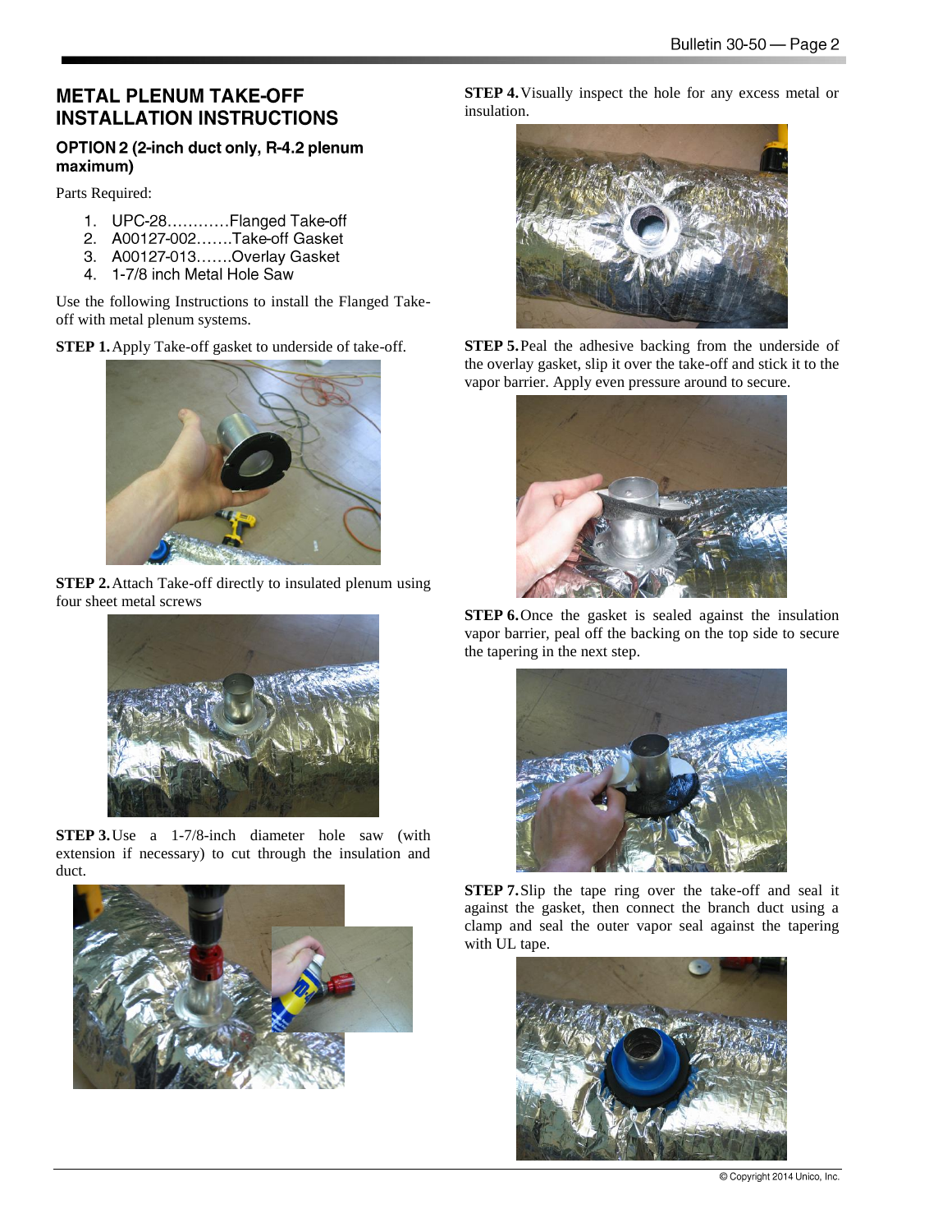## METAL PLENUM TAKE-OFF INSTALLATION INSTRUCTIONS

### OPTION 2 (2-inch duct only, R-4.2 plenum maximum)

Parts Required:

1. UPC-28…………Flanged Take-off
2. A00127-002…….Take-off Gasket
3. A00127-013…….Overlay Gasket
4. 1-7/8 inch Metal Hole Saw

Use the following Instructions to install the Flanged Take-off with metal plenum systems.

**STEP 1.** Apply Take-off gasket to underside of take-off.

**STEP 2.** Attach Take-off directly to insulated plenum using four sheet metal screws

**STEP 3.** Use a 1-7/8-inch diameter hole saw (with extension if necessary) to cut through the insulation and duct.

**STEP 4.** Visually inspect the hole for any excess metal or insulation.

**STEP 5.** Peal the adhesive backing from the underside of the overlay gasket, slip it over the take-off and stick it to the vapor barrier. Apply even pressure around to secure.

**STEP 6.** Once the gasket is sealed against the insulation vapor barrier, peal off the backing on the top side to secure the tapering in the next step.

**STEP 7.** Slip the tape ring over the take-off and seal it against the gasket, then connect the branch duct using a clamp and seal the outer vapor seal against the tapering with UL tape.

© Copyright 2014 Unico, Inc.